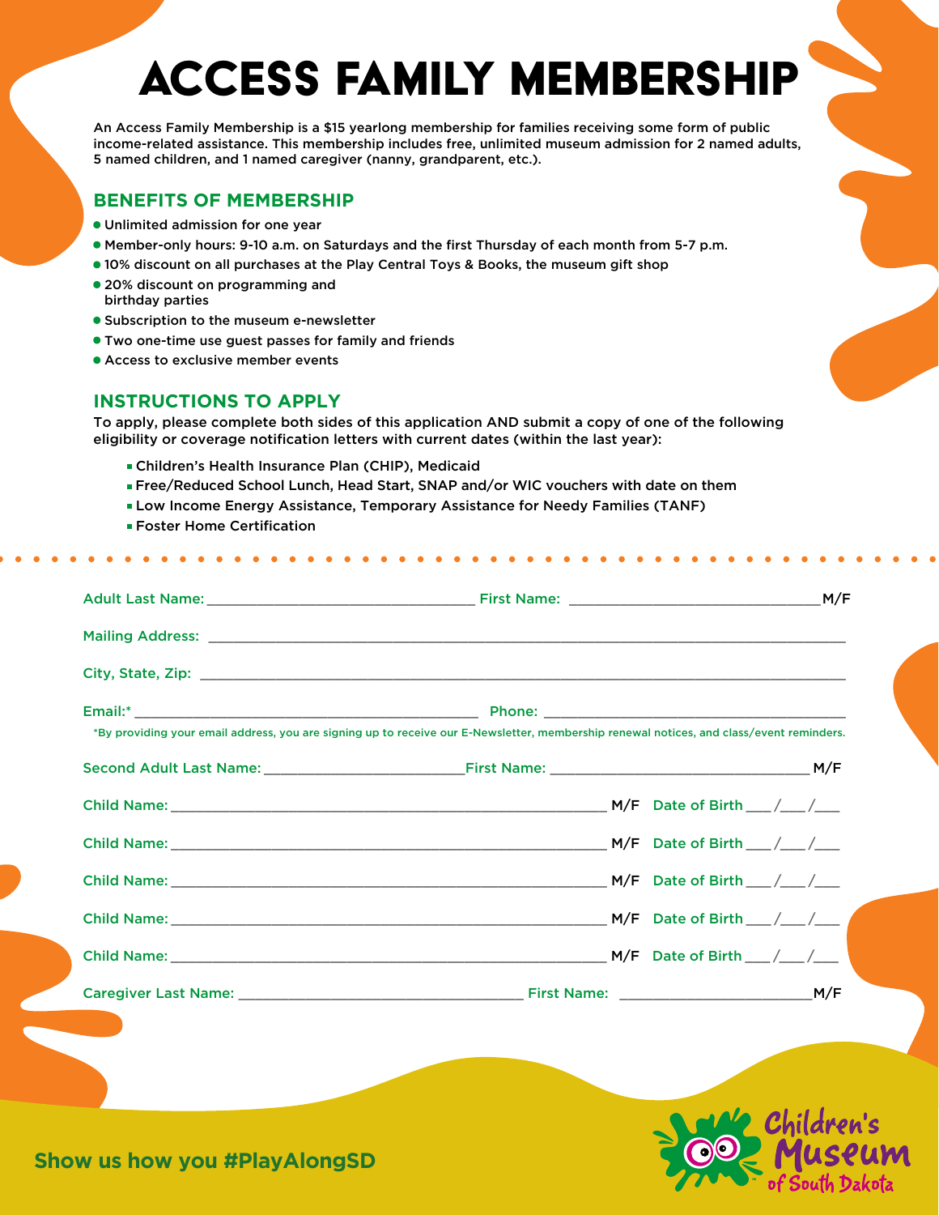# ACCESS FAMILY MEMBERSHIP

An Access Family Membership is a $15 yearlong membership for families receiving some form of public income-related assistance. This membership includes free, unlimited museum admission for 2 named adults, 5 named children, and 1 named caregiver (nanny, grandparent, etc.).

## BENEFITS OF MEMBERSHIP

- Unlimited admission for one year
- Member-only hours: 9-10 a.m. on Saturdays and the first Thursday of each month from 5-7 p.m.
- 10% discount on all purchases at the Play Central Toys & Books, the museum gift shop
- 20% discount on programming and birthday parties
- Subscription to the museum e-newsletter
- Two one-time use guest passes for family and friends
- Access to exclusive member events

## INSTRUCTIONS TO APPLY

To apply, please complete both sides of this application AND submit a copy of one of the following eligibility or coverage notification letters with current dates (within the last year):

- Children's Health Insurance Plan (CHIP), Medicaid
- Free/Reduced School Lunch, Head Start, SNAP and/or WIC vouchers with date on them
- Low Income Energy Assistance, Temporary Assistance for Needy Families (TANF)
- Foster Home Certification

---

Adult Last Name: ______________________________ First Name: ____________________________ M/F

Mailing Address: ____________________________________________________________________

City, State, Zip: ____________________________________________________________________

Email:* ______________________________________ Phone: __________________________________

*By providing your email address, you are signing up to receive our E-Newsletter, membership renewal notices, and class/event reminders.

Second Adult Last Name: ______________________ First Name: ____________________________ M/F

Child Name: ______________________________________________ M/F Date of Birth ___/___/___

Child Name: ______________________________________________ M/F Date of Birth ___/___/___

Child Name: ______________________________________________ M/F Date of Birth ___/___/___

Child Name: ______________________________________________ M/F Date of Birth ___/___/___

Child Name: ______________________________________________ M/F Date of Birth ___/___/___

Caregiver Last Name: ______________________________ First Name: ______________________ M/F

Show us how you #PlayAlongSD

Children's Museum of South Dakota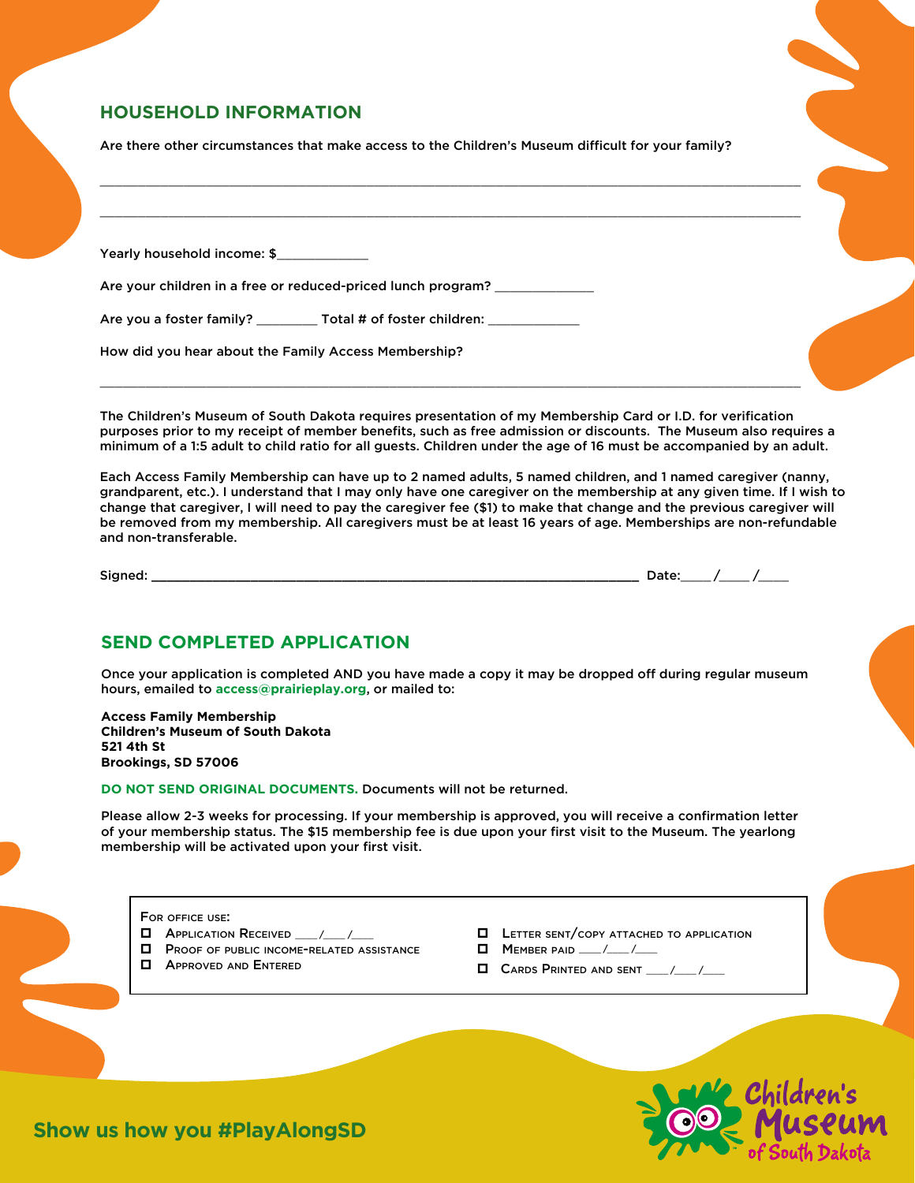## HOUSEHOLD INFORMATION

Are there other circumstances that make access to the Children's Museum difficult for your family?

_______________________________________________________________________________

_______________________________________________________________________________

Yearly household income: $____________

Are your children in a free or reduced-priced lunch program? _____________

Are you a foster family? ________ Total # of foster children: ____________

How did you hear about the Family Access Membership?

_______________________________________________________________________________

The Children's Museum of South Dakota requires presentation of my Membership Card or I.D. for verification purposes prior to my receipt of member benefits, such as free admission or discounts. The Museum also requires a minimum of a 1:5 adult to child ratio for all guests. Children under the age of 16 must be accompanied by an adult.

Each Access Family Membership can have up to 2 named adults, 5 named children, and 1 named caregiver (nanny, grandparent, etc.). I understand that I may only have one caregiver on the membership at any given time. If I wish to change that caregiver, I will need to pay the caregiver fee ($1) to make that change and the previous caregiver will be removed from my membership. All caregivers must be at least 16 years of age. Memberships are non-refundable and non-transferable.

Signed: ___________________________________________________________ Date:____/____/____

## SEND COMPLETED APPLICATION

Once your application is completed AND you have made a copy it may be dropped off during regular museum hours, emailed to **access@prairieplay.org**, or mailed to:

**Access Family Membership**
**Children's Museum of South Dakota**
**521 4th St**
**Brookings, SD 57006**

**DO NOT SEND ORIGINAL DOCUMENTS.** Documents will not be returned.

Please allow 2-3 weeks for processing. If your membership is approved, you will receive a confirmation letter of your membership status. The $15 membership fee is due upon your first visit to the Museum. The yearlong membership will be activated upon your first visit.

FOR OFFICE USE:

- ☐ APPLICATION RECEIVED ___/___/___
- ☐ PROOF OF PUBLIC INCOME-RELATED ASSISTANCE
- ☐ APPROVED AND ENTERED
- ☐ LETTER SENT/COPY ATTACHED TO APPLICATION
- ☐ MEMBER PAID ___/___/___
- ☐ CARDS PRINTED AND SENT ___/___/___

Show us how you #PlayAlongSD

Children's Museum of South Dakota